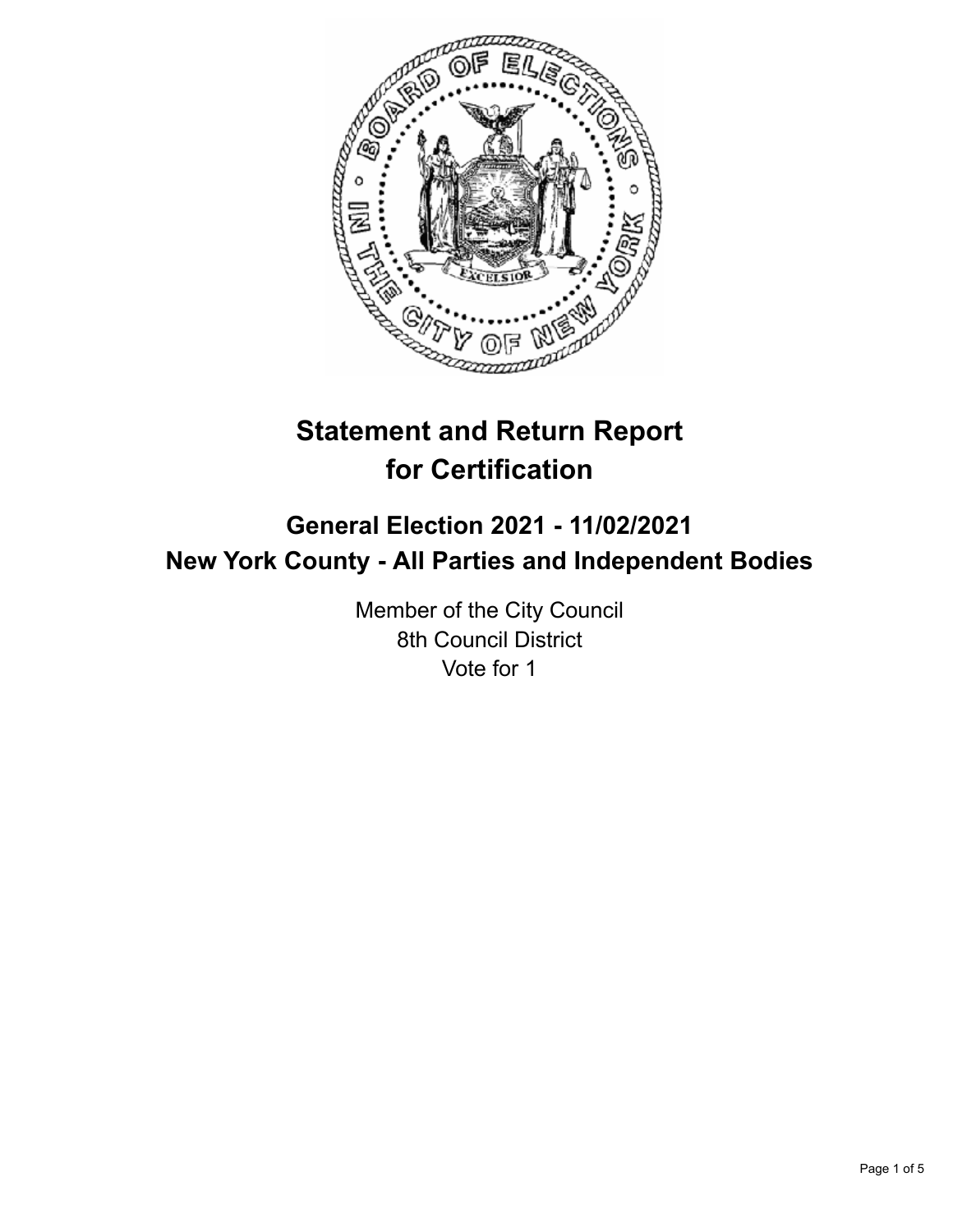# Statement and Return Report for Certification

## General Election 2021 - 11/02/2021
## New York County - All Parties and Independent Bodies

Member of the City Council
8th Council District
Vote for 1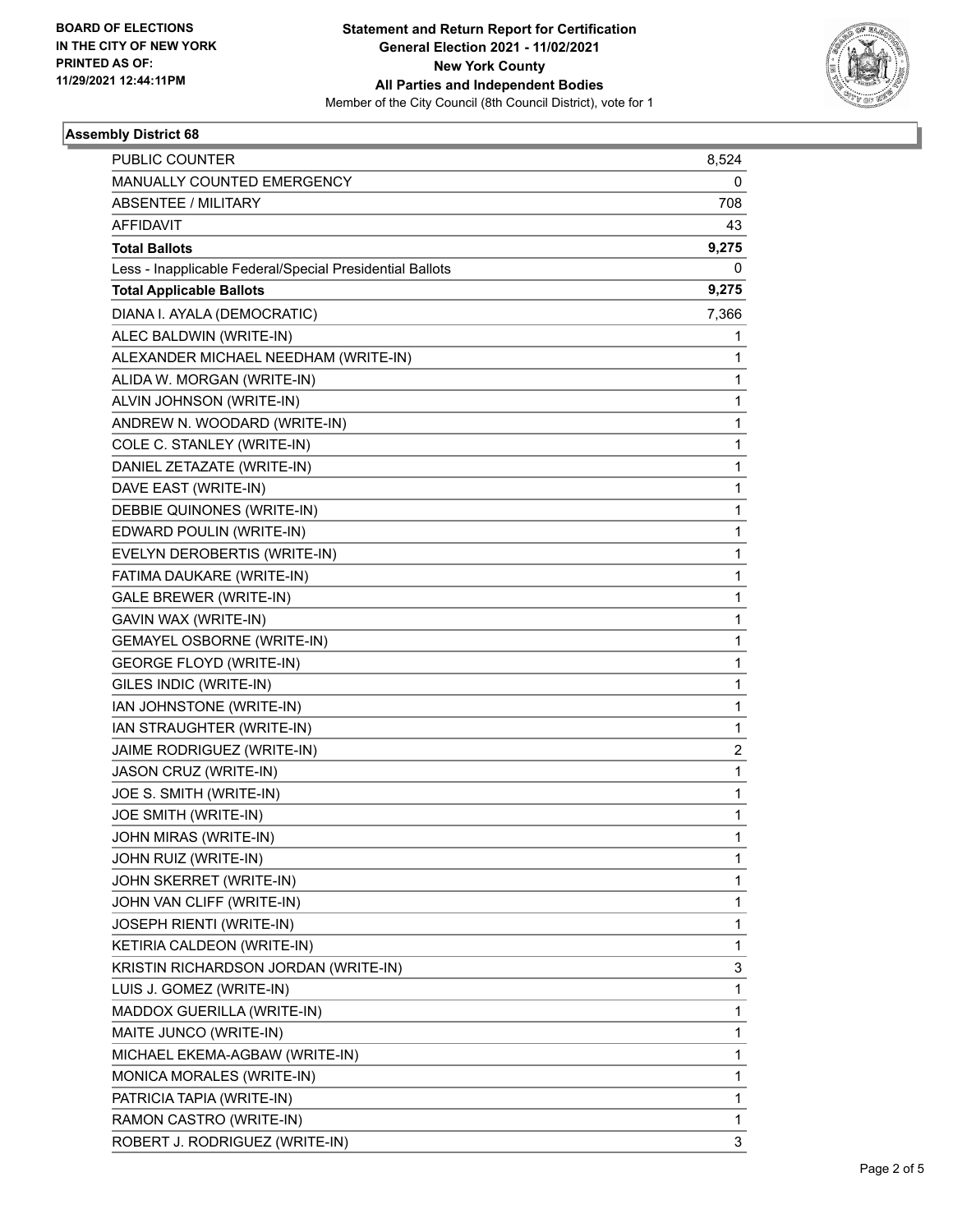**BOARD OF ELECTIONS IN THE CITY OF NEW YORK PRINTED AS OF: 11/29/2021 12:44:11PM**

# Statement and Return Report for Certification
## General Election 2021 - 11/02/2021
## New York County
## All Parties and Independent Bodies
Member of the City Council (8th Council District), vote for 1

### Assembly District 68

| | |
|---|---|
| PUBLIC COUNTER | 8,524 |
| MANUALLY COUNTED EMERGENCY | 0 |
| ABSENTEE / MILITARY | 708 |
| AFFIDAVIT | 43 |
| **Total Ballots** | **9,275** |
| Less - Inapplicable Federal/Special Presidential Ballots | 0 |
| **Total Applicable Ballots** | **9,275** |
| DIANA I. AYALA (DEMOCRATIC) | 7,366 |
| ALEC BALDWIN (WRITE-IN) | 1 |
| ALEXANDER MICHAEL NEEDHAM (WRITE-IN) | 1 |
| ALIDA W. MORGAN (WRITE-IN) | 1 |
| ALVIN JOHNSON (WRITE-IN) | 1 |
| ANDREW N. WOODARD (WRITE-IN) | 1 |
| COLE C. STANLEY (WRITE-IN) | 1 |
| DANIEL ZETAZATE (WRITE-IN) | 1 |
| DAVE EAST (WRITE-IN) | 1 |
| DEBBIE QUINONES (WRITE-IN) | 1 |
| EDWARD POULIN (WRITE-IN) | 1 |
| EVELYN DEROBERTIS (WRITE-IN) | 1 |
| FATIMA DAUKARE (WRITE-IN) | 1 |
| GALE BREWER (WRITE-IN) | 1 |
| GAVIN WAX (WRITE-IN) | 1 |
| GEMAYEL OSBORNE (WRITE-IN) | 1 |
| GEORGE FLOYD (WRITE-IN) | 1 |
| GILES INDIC (WRITE-IN) | 1 |
| IAN JOHNSTONE (WRITE-IN) | 1 |
| IAN STRAUGHTER (WRITE-IN) | 1 |
| JAIME RODRIGUEZ (WRITE-IN) | 2 |
| JASON CRUZ (WRITE-IN) | 1 |
| JOE S. SMITH (WRITE-IN) | 1 |
| JOE SMITH (WRITE-IN) | 1 |
| JOHN MIRAS (WRITE-IN) | 1 |
| JOHN RUIZ (WRITE-IN) | 1 |
| JOHN SKERRET (WRITE-IN) | 1 |
| JOHN VAN CLIFF (WRITE-IN) | 1 |
| JOSEPH RIENTI (WRITE-IN) | 1 |
| KETIRIA CALDEON (WRITE-IN) | 1 |
| KRISTIN RICHARDSON JORDAN (WRITE-IN) | 3 |
| LUIS J. GOMEZ (WRITE-IN) | 1 |
| MADDOX GUERILLA (WRITE-IN) | 1 |
| MAITE JUNCO (WRITE-IN) | 1 |
| MICHAEL EKEMA-AGBAW (WRITE-IN) | 1 |
| MONICA MORALES (WRITE-IN) | 1 |
| PATRICIA TAPIA (WRITE-IN) | 1 |
| RAMON CASTRO (WRITE-IN) | 1 |
| ROBERT J. RODRIGUEZ (WRITE-IN) | 3 |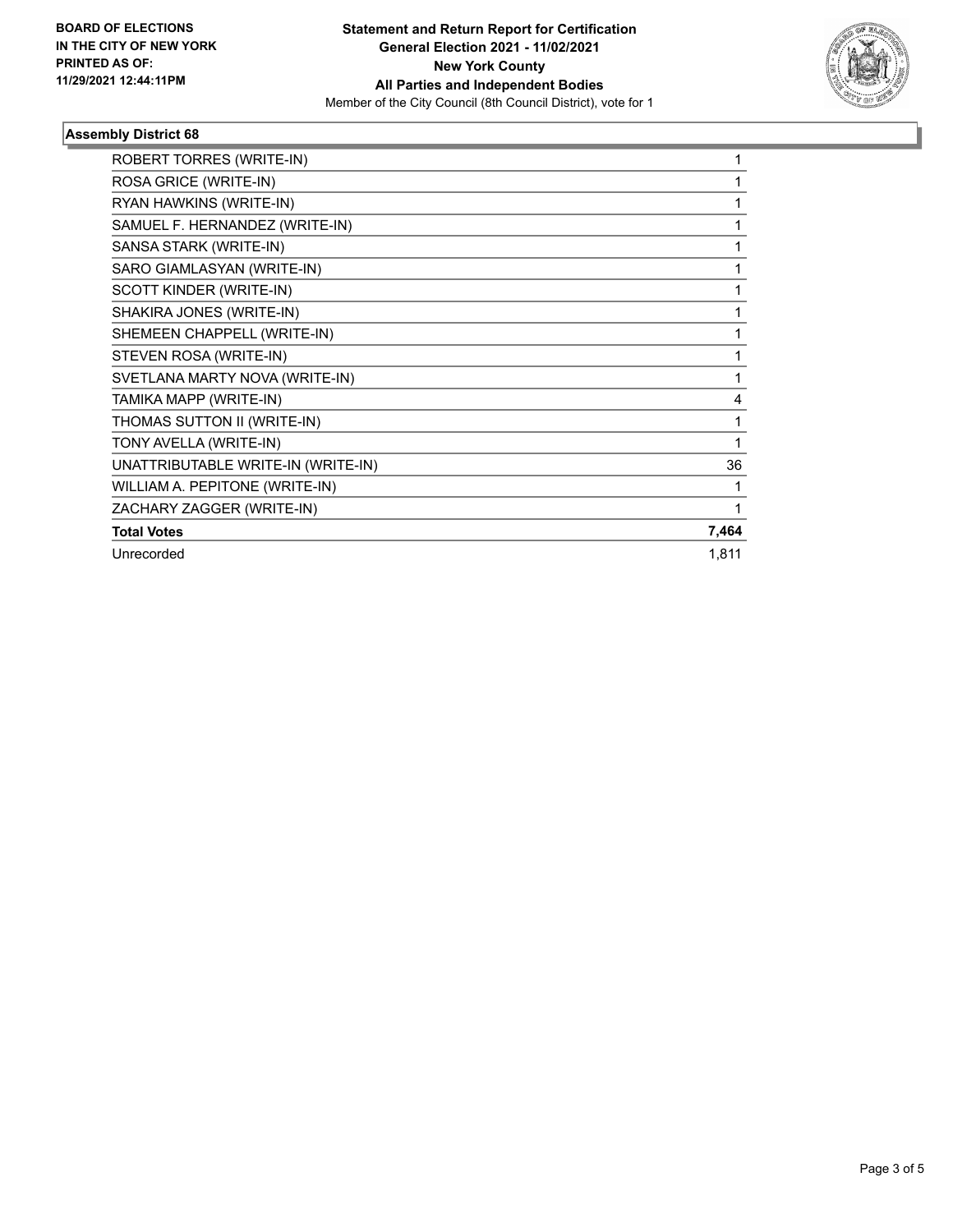BOARD OF ELECTIONS
IN THE CITY OF NEW YORK
PRINTED AS OF:
11/29/2021 12:44:11PM

**Statement and Return Report for Certification**
**General Election 2021 - 11/02/2021**
**New York County**
**All Parties and Independent Bodies**
Member of the City Council (8th Council District), vote for 1

### Assembly District 68

| | |
|---|---|
| ROBERT TORRES (WRITE-IN) | 1 |
| ROSA GRICE (WRITE-IN) | 1 |
| RYAN HAWKINS (WRITE-IN) | 1 |
| SAMUEL F. HERNANDEZ (WRITE-IN) | 1 |
| SANSA STARK (WRITE-IN) | 1 |
| SARO GIAMLASYAN (WRITE-IN) | 1 |
| SCOTT KINDER (WRITE-IN) | 1 |
| SHAKIRA JONES (WRITE-IN) | 1 |
| SHEMEEN CHAPPELL (WRITE-IN) | 1 |
| STEVEN ROSA (WRITE-IN) | 1 |
| SVETLANA MARTY NOVA (WRITE-IN) | 1 |
| TAMIKA MAPP (WRITE-IN) | 4 |
| THOMAS SUTTON II (WRITE-IN) | 1 |
| TONY AVELLA (WRITE-IN) | 1 |
| UNATTRIBUTABLE WRITE-IN (WRITE-IN) | 36 |
| WILLIAM A. PEPITONE (WRITE-IN) | 1 |
| ZACHARY ZAGGER (WRITE-IN) | 1 |
| **Total Votes** | **7,464** |
| Unrecorded | 1,811 |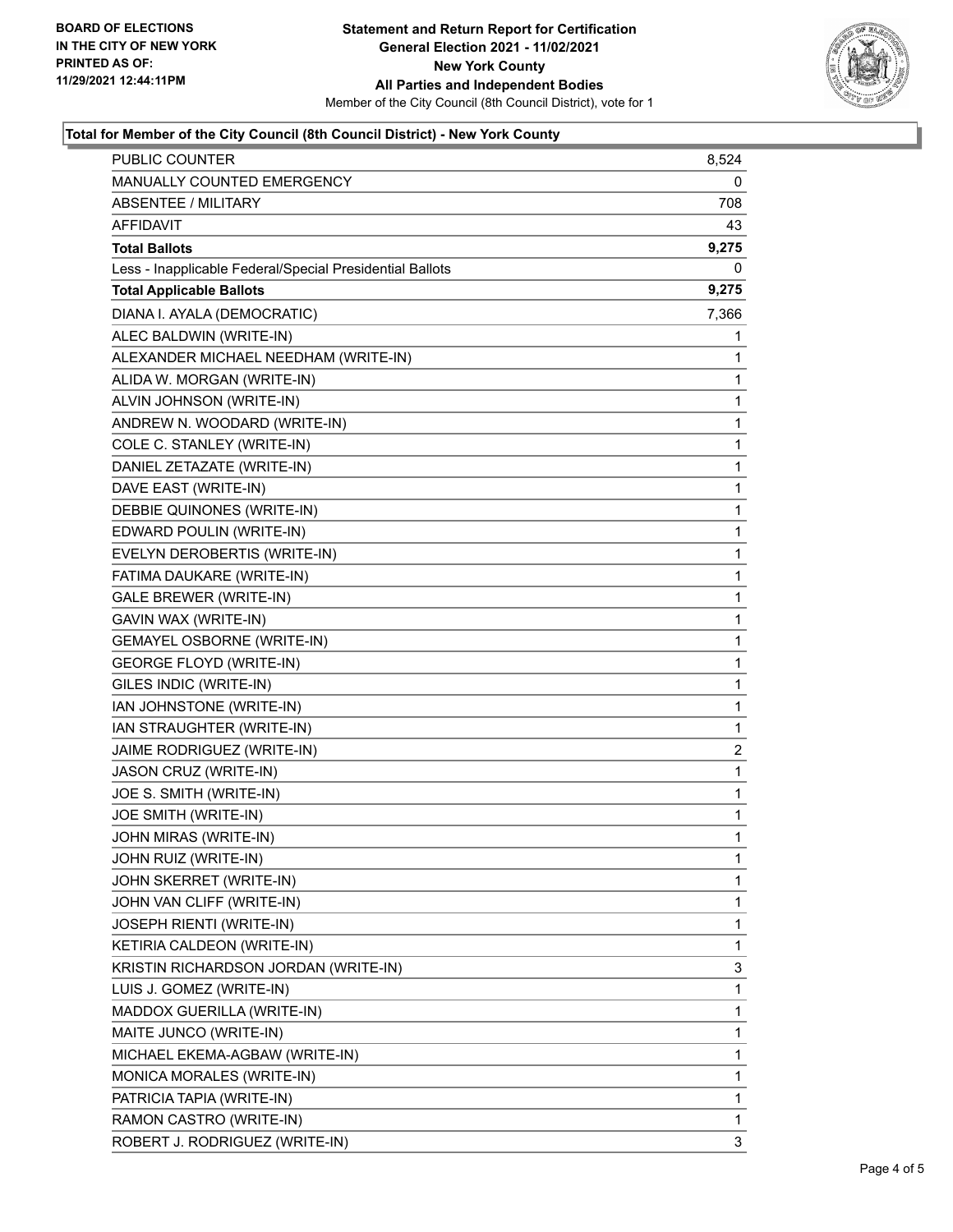**BOARD OF ELECTIONS IN THE CITY OF NEW YORK PRINTED AS OF: 11/29/2021 12:44:11PM**

# Statement and Return Report for Certification General Election 2021 - 11/02/2021 New York County All Parties and Independent Bodies

Member of the City Council (8th Council District), vote for 1

## Total for Member of the City Council (8th Council District) - New York County

| | |
|---|---|
| PUBLIC COUNTER | 8,524 |
| MANUALLY COUNTED EMERGENCY | 0 |
| ABSENTEE / MILITARY | 708 |
| AFFIDAVIT | 43 |
| **Total Ballots** | **9,275** |
| Less - Inapplicable Federal/Special Presidential Ballots | 0 |
| **Total Applicable Ballots** | **9,275** |
| DIANA I. AYALA (DEMOCRATIC) | 7,366 |
| ALEC BALDWIN (WRITE-IN) | 1 |
| ALEXANDER MICHAEL NEEDHAM (WRITE-IN) | 1 |
| ALIDA W. MORGAN (WRITE-IN) | 1 |
| ALVIN JOHNSON (WRITE-IN) | 1 |
| ANDREW N. WOODARD (WRITE-IN) | 1 |
| COLE C. STANLEY (WRITE-IN) | 1 |
| DANIEL ZETAZATE (WRITE-IN) | 1 |
| DAVE EAST (WRITE-IN) | 1 |
| DEBBIE QUINONES (WRITE-IN) | 1 |
| EDWARD POULIN (WRITE-IN) | 1 |
| EVELYN DEROBERTIS (WRITE-IN) | 1 |
| FATIMA DAUKARE (WRITE-IN) | 1 |
| GALE BREWER (WRITE-IN) | 1 |
| GAVIN WAX (WRITE-IN) | 1 |
| GEMAYEL OSBORNE (WRITE-IN) | 1 |
| GEORGE FLOYD (WRITE-IN) | 1 |
| GILES INDIC (WRITE-IN) | 1 |
| IAN JOHNSTONE (WRITE-IN) | 1 |
| IAN STRAUGHTER (WRITE-IN) | 1 |
| JAIME RODRIGUEZ (WRITE-IN) | 2 |
| JASON CRUZ (WRITE-IN) | 1 |
| JOE S. SMITH (WRITE-IN) | 1 |
| JOE SMITH (WRITE-IN) | 1 |
| JOHN MIRAS (WRITE-IN) | 1 |
| JOHN RUIZ (WRITE-IN) | 1 |
| JOHN SKERRET (WRITE-IN) | 1 |
| JOHN VAN CLIFF (WRITE-IN) | 1 |
| JOSEPH RIENTI (WRITE-IN) | 1 |
| KETIRIA CALDEON (WRITE-IN) | 1 |
| KRISTIN RICHARDSON JORDAN (WRITE-IN) | 3 |
| LUIS J. GOMEZ (WRITE-IN) | 1 |
| MADDOX GUERILLA (WRITE-IN) | 1 |
| MAITE JUNCO (WRITE-IN) | 1 |
| MICHAEL EKEMA-AGBAW (WRITE-IN) | 1 |
| MONICA MORALES (WRITE-IN) | 1 |
| PATRICIA TAPIA (WRITE-IN) | 1 |
| RAMON CASTRO (WRITE-IN) | 1 |
| ROBERT J. RODRIGUEZ (WRITE-IN) | 3 |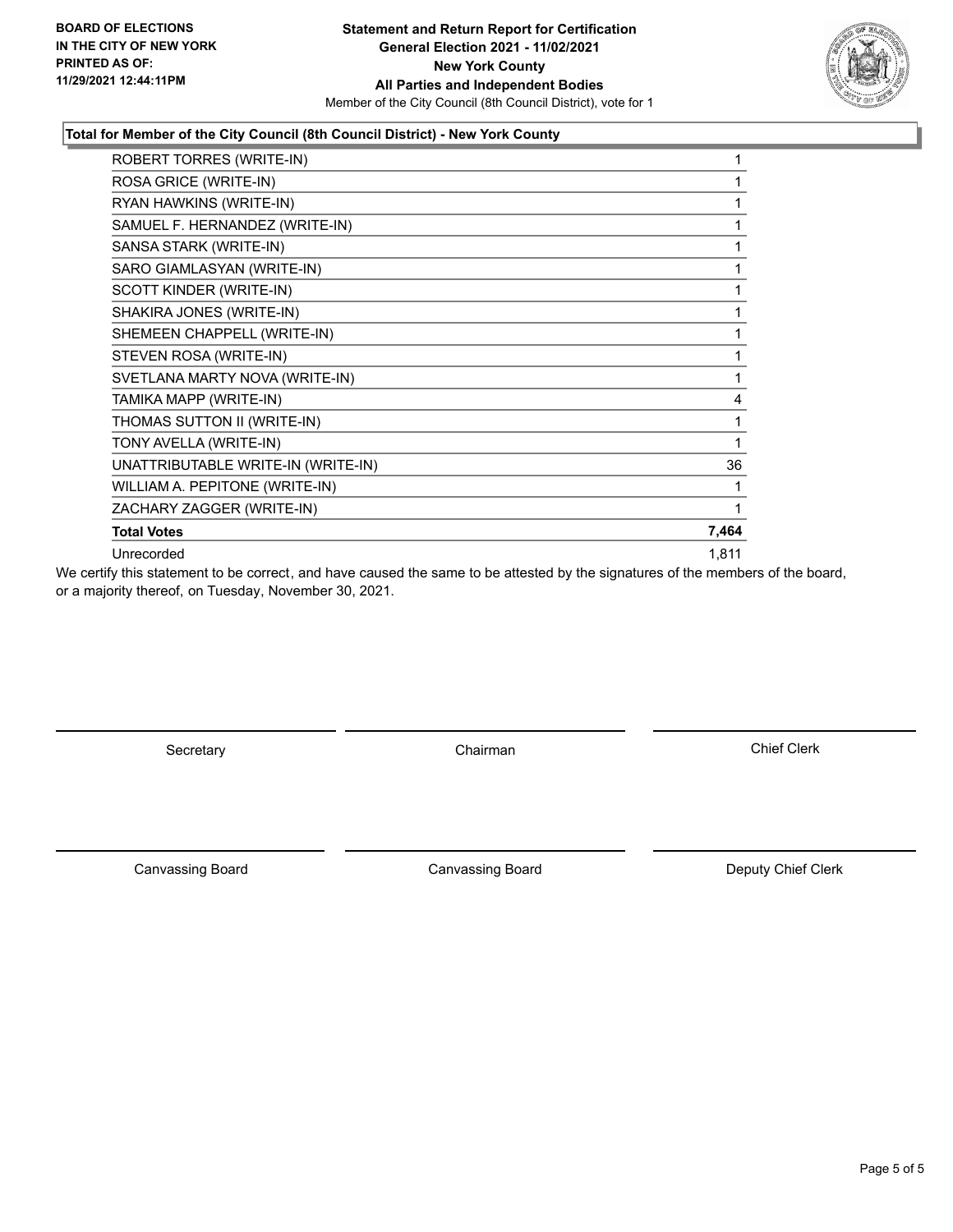**BOARD OF ELECTIONS IN THE CITY OF NEW YORK PRINTED AS OF: 11/29/2021 12:44:11PM**

**Statement and Return Report for Certification General Election 2021 - 11/02/2021 New York County All Parties and Independent Bodies**

Member of the City Council (8th Council District), vote for 1

### Total for Member of the City Council (8th Council District) - New York County

| | |
|---|---|
| ROBERT TORRES (WRITE-IN) | 1 |
| ROSA GRICE (WRITE-IN) | 1 |
| RYAN HAWKINS (WRITE-IN) | 1 |
| SAMUEL F. HERNANDEZ (WRITE-IN) | 1 |
| SANSA STARK (WRITE-IN) | 1 |
| SARO GIAMLASYAN (WRITE-IN) | 1 |
| SCOTT KINDER (WRITE-IN) | 1 |
| SHAKIRA JONES (WRITE-IN) | 1 |
| SHEMEEN CHAPPELL (WRITE-IN) | 1 |
| STEVEN ROSA (WRITE-IN) | 1 |
| SVETLANA MARTY NOVA (WRITE-IN) | 1 |
| TAMIKA MAPP (WRITE-IN) | 4 |
| THOMAS SUTTON II (WRITE-IN) | 1 |
| TONY AVELLA (WRITE-IN) | 1 |
| UNATTRIBUTABLE WRITE-IN (WRITE-IN) | 36 |
| WILLIAM A. PEPITONE (WRITE-IN) | 1 |
| ZACHARY ZAGGER (WRITE-IN) | 1 |
| **Total Votes** | **7,464** |
| Unrecorded | 1,811 |

We certify this statement to be correct, and have caused the same to be attested by the signatures of the members of the board, or a majority thereof, on Tuesday, November 30, 2021.

Secretary

Chairman

Chief Clerk

Canvassing Board

Canvassing Board

Deputy Chief Clerk